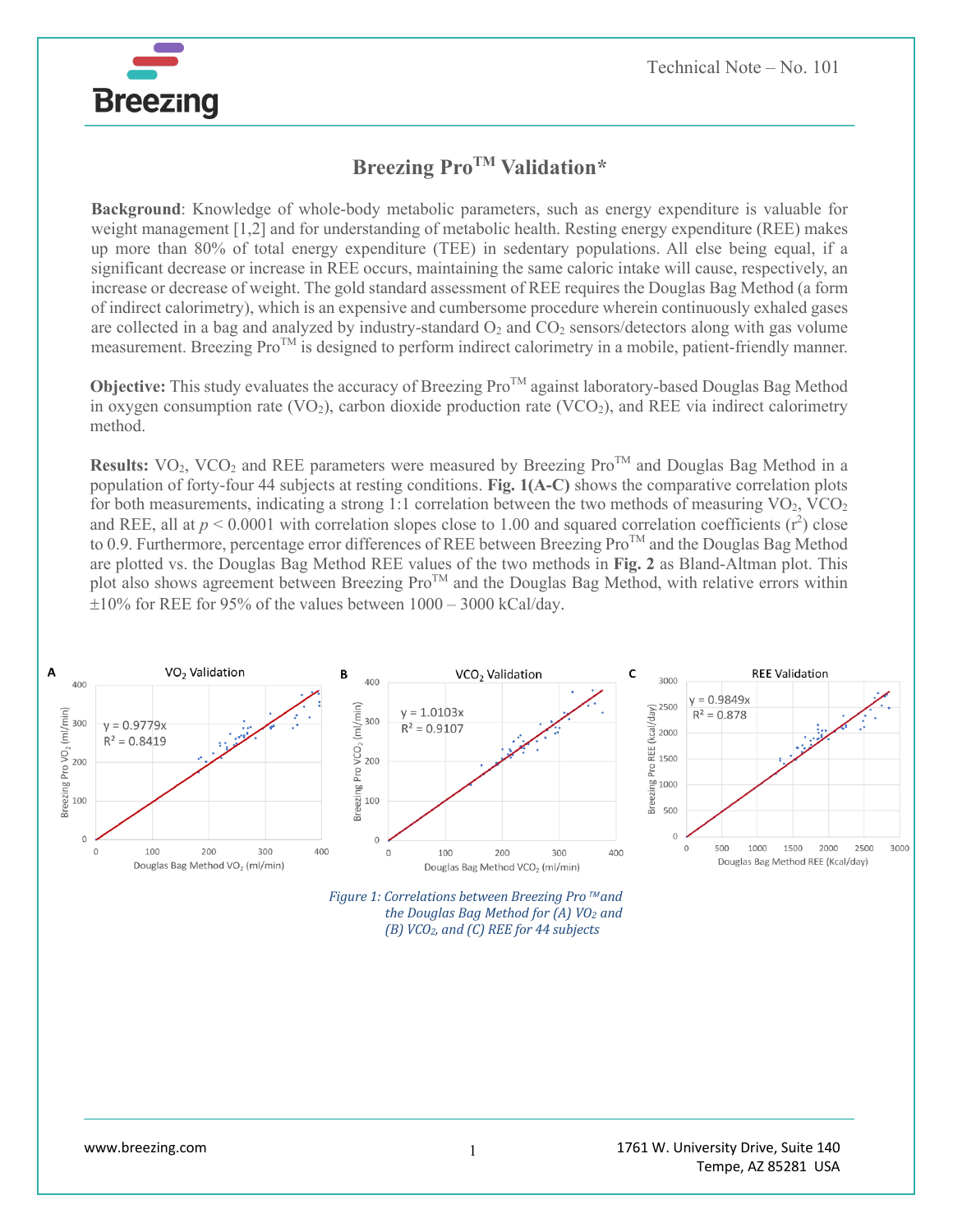Technical Note – No. 101

# Breezing Pro™ Validation*

**Background**: Knowledge of whole-body metabolic parameters, such as energy expenditure is valuable for weight management [1,2] and for understanding of metabolic health. Resting energy expenditure (REE) makes up more than 80% of total energy expenditure (TEE) in sedentary populations. All else being equal, if a significant decrease or increase in REE occurs, maintaining the same caloric intake will cause, respectively, an increase or decrease of weight. The gold standard assessment of REE requires the Douglas Bag Method (a form of indirect calorimetry), which is an expensive and cumbersome procedure wherein continuously exhaled gases are collected in a bag and analyzed by industry-standard $O_2$ and $CO_2$ sensors/detectors along with gas volume measurement. Breezing Pro™ is designed to perform indirect calorimetry in a mobile, patient-friendly manner.

**Objective:** This study evaluates the accuracy of Breezing Pro™ against laboratory-based Douglas Bag Method in oxygen consumption rate ($VO_2$), carbon dioxide production rate ($VCO_2$), and REE via indirect calorimetry method.

**Results:** $VO_2$, $VCO_2$ and REE parameters were measured by Breezing Pro™ and Douglas Bag Method in a population of forty-four 44 subjects at resting conditions. **Fig. 1(A-C)** shows the comparative correlation plots for both measurements, indicating a strong 1:1 correlation between the two methods of measuring $VO_2$, $VCO_2$ and REE, all at $p < 0.0001$ with correlation slopes close to 1.00 and squared correlation coefficients ($r^2$) close to 0.9. Furthermore, percentage error differences of REE between Breezing Pro™ and the Douglas Bag Method are plotted vs. the Douglas Bag Method REE values of the two methods in **Fig. 2** as Bland-Altman plot. This plot also shows agreement between Breezing Pro™ and the Douglas Bag Method, with relative errors within ±10% for REE for 95% of the values between 1000 – 3000 kCal/day.

*Figure 1: Correlations between Breezing Pro™ and the Douglas Bag Method for (A) $VO_2$ and (B) $VCO_2$, and (C) REE for 44 subjects*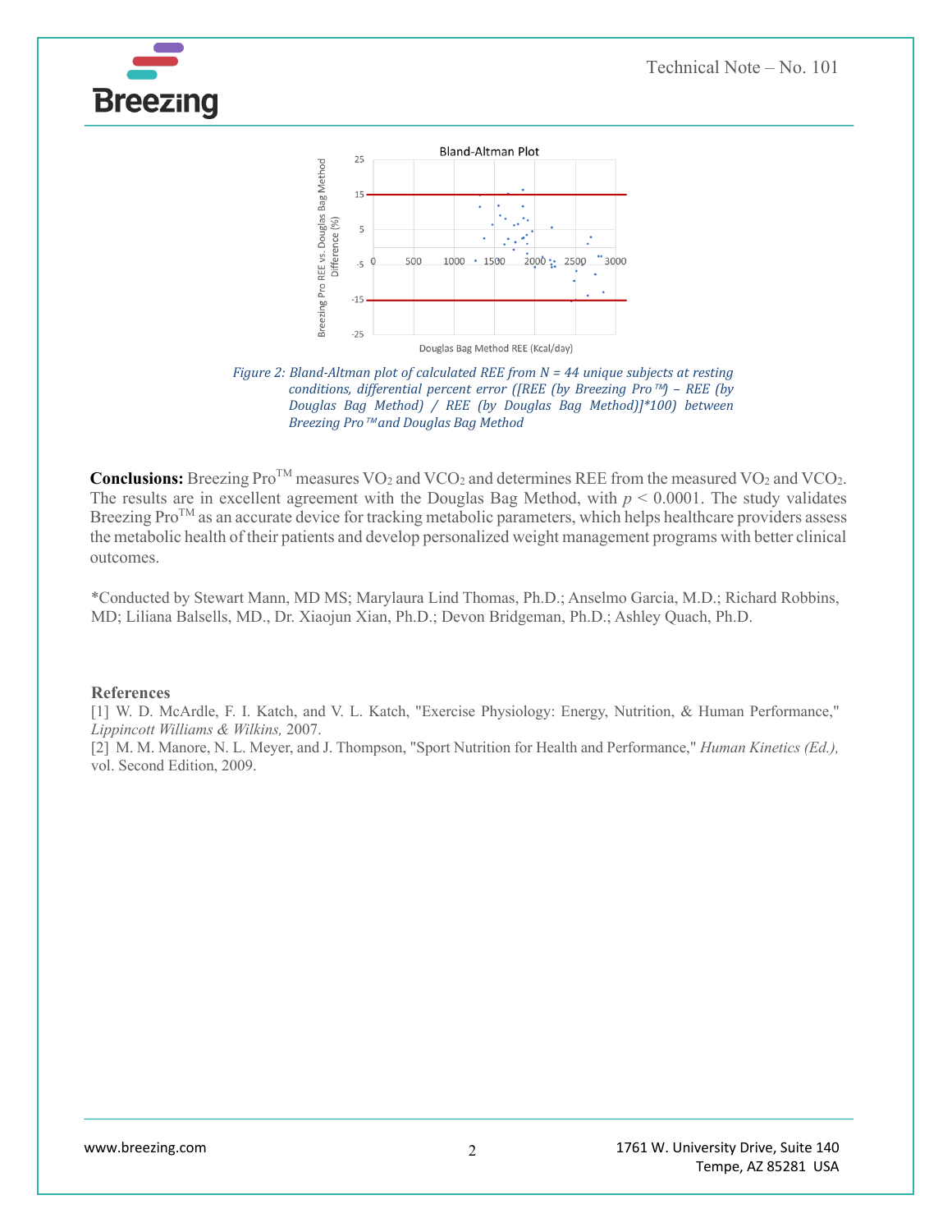Bland-Altman Plot

Breezing Pro REE vs. Douglas Bag Method Difference (%)

25
15
5
-5
-15
-25

0 500 1000 1500 2000 2500 3000

Douglas Bag Method REE (Kcal/day)

*Figure 2: Bland-Altman plot of calculated REE from N = 44 unique subjects at resting conditions, differential percent error ([REE (by Breezing Pro™) – REE (by Douglas Bag Method) / REE (by Douglas Bag Method)]*100) between Breezing Pro™ and Douglas Bag Method*

**Conclusions:** Breezing Pro™ measures $VO_2$ and $VCO_2$ and determines REE from the measured $VO_2$ and $VCO_2$. The results are in excellent agreement with the Douglas Bag Method, with $p < 0.0001$. The study validates Breezing Pro™ as an accurate device for tracking metabolic parameters, which helps healthcare providers assess the metabolic health of their patients and develop personalized weight management programs with better clinical outcomes.

*Conducted by Stewart Mann, MD MS; Marylaura Lind Thomas, Ph.D.; Anselmo Garcia, M.D.; Richard Robbins, MD; Liliana Balsells, MD., Dr. Xiaojun Xian, Ph.D.; Devon Bridgeman, Ph.D.; Ashley Quach, Ph.D.

**References**

[1] W. D. McArdle, F. I. Katch, and V. L. Katch, "Exercise Physiology: Energy, Nutrition, & Human Performance," *Lippincott Williams & Wilkins,* 2007.

[2] M. M. Manore, N. L. Meyer, and J. Thompson, "Sport Nutrition for Health and Performance," *Human Kinetics (Ed.),* vol. Second Edition, 2009.